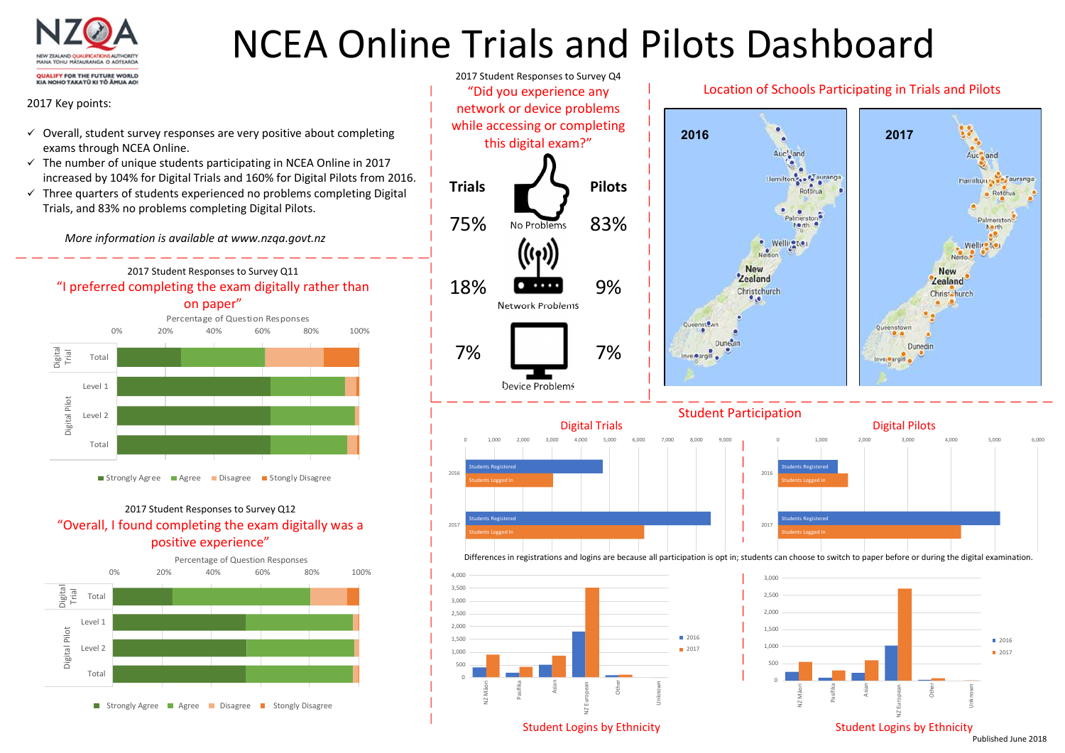# NCEA Online Trials and Pilots Dashboard

NZQA
New Zealand Qualifications Authority
Mana Tohu Mātauranga o Aotearoa
QUALIFY FOR THE FUTURE WORLD
KIA NOHO TAKATŪ KI TŌ ĀMUA AO!

2017 Key points:

- ✓ Overall, student survey responses are very positive about completing exams through NCEA Online.
- ✓ The number of unique students participating in NCEA Online in 2017 increased by 104% for Digital Trials and 160% for Digital Pilots from 2016.
- ✓ Three quarters of students experienced no problems completing Digital Trials, and 83% no problems completing Digital Pilots.

*More information is available at www.nzqa.govt.nz*

## 2017 Student Responses to Survey Q11

"I preferred completing the exam digitally rather than on paper"

Percentage of Question Responses

Digital Trial: Total
Digital Pilot: Level 1, Level 2, Total

Strongly Agree · Agree · Disagree · Stongly Disagree

## 2017 Student Responses to Survey Q12

"Overall, I found completing the exam digitally was a positive experience"

Percentage of Question Responses

Digital Trial: Total
Digital Pilot: Level 1, Level 2, Total

Strongly Agree · Agree · Disagree · Stongly Disagree

## 2017 Student Responses to Survey Q4

"Did you experience any network or device problems while accessing or completing this digital exam?"

| Trials | | Pilots |
|---|---|---|
| 75% | No Problems | 83% |
| 18% | Network Problems | 9% |
| 7% | Device Problems | 7% |

## Location of Schools Participating in Trials and Pilots

2016 · 2017

## Student Participation

### Digital Trials

2016: Students Registered, Students Logged In
2017: Students Registered, Students Logged In

### Digital Pilots

2016: Students Registered, Students Logged In
2017: Students Registered, Students Logged In

Differences in registrations and logins are because all participation is opt in; students can choose to switch to paper before or during the digital examination.

### Student Logins by Ethnicity (Digital Trials)

NZ Māori, Pasifika, Asian, NZ European, Other, Unknown — 2016, 2017

### Student Logins by Ethnicity (Digital Pilots)

NZ Māori, Pasifika, Asian, NZ European, Other, Unknown — 2016, 2017

Published June 2018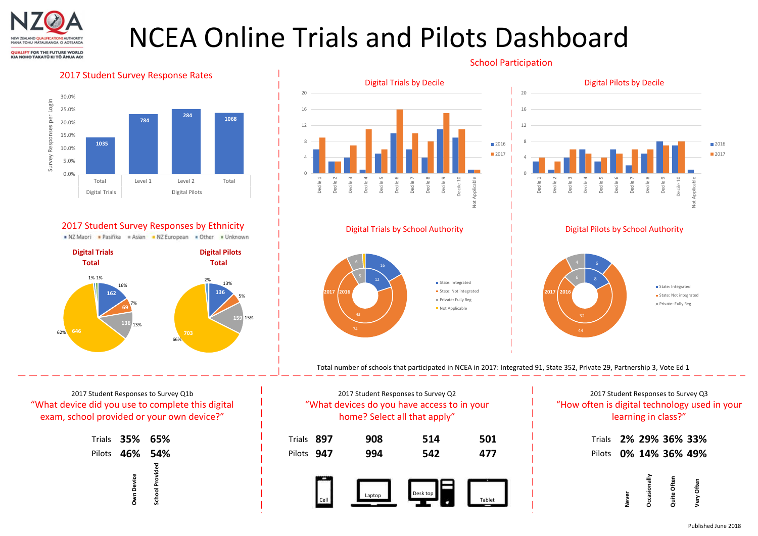# NCEA Online Trials and Pilots Dashboard

## 2017 Student Survey Response Rates

Survey Responses per Login

30.0%
25.0%
20.0%
15.0%
10.0%
5.0%
0.0%

1035
784
284
1068

Total
Level 1
Level 2
Total

Digital Trials
Digital Pilots

## School Participation

### Digital Trials by Decile

20
16
12
8
4
0

Decile 1
Decile 2
Decile 3
Decile 4
Decile 5
Decile 6
Decile 7
Decile 8
Decile 9
Decile 10
Not Applicable

2016
2017

### Digital Pilots by Decile

20
16
12
8
4
0

Decile 1
Decile 2
Decile 3
Decile 4
Decile 5
Decile 6
Decile 7
Decile 8
Decile 9
Decile 10
Not Applicable

2016
2017

## 2017 Student Survey Responses by Ethnicity

NZ Maori · Pasifika · Asian · NZ European · Other · Unknown

### Digital Trials Total

1% 1%
162 16%
69 7%
136 13%
646 62%

### Digital Pilots Total

2%
136 13%
5%
159 15%
703 66%

### Digital Trials by School Authority

2017
2016
16
12
5
6
43
74

- State: Integrated
- State: Not integrated
- Private: Fully Reg
- Not Applicable

### Digital Pilots by School Authority

2017
2016
6
8
6
4
32
44

- State: Integrated
- State: Not integrated
- Private: Fully Reg

Total number of schools that participated in NCEA in 2017: Integrated 91, State 352, Private 29, Partnership 3, Vote Ed 1

---

### 2017 Student Responses to Survey Q1b

"What device did you use to complete this digital exam, school provided or your own device?"

| | Own Device | School Provided |
|---|---|---|
| Trials | **35%** | **65%** |
| Pilots | **46%** | **54%** |

### 2017 Student Responses to Survey Q2

"What devices do you have access to in your home? Select all that apply"

| | Cell | Laptop | Desk top | Tablet |
|---|---|---|---|---|
| Trials | **897** | **908** | **514** | **501** |
| Pilots | **947** | **994** | **542** | **477** |

### 2017 Student Responses to Survey Q3

"How often is digital technology used in your learning in class?"

| | Never | Occasionally | Quite Often | Very Often |
|---|---|---|---|---|
| Trials | **2%** | **29%** | **36%** | **33%** |
| Pilots | **0%** | **14%** | **36%** | **49%** |

Published June 2018